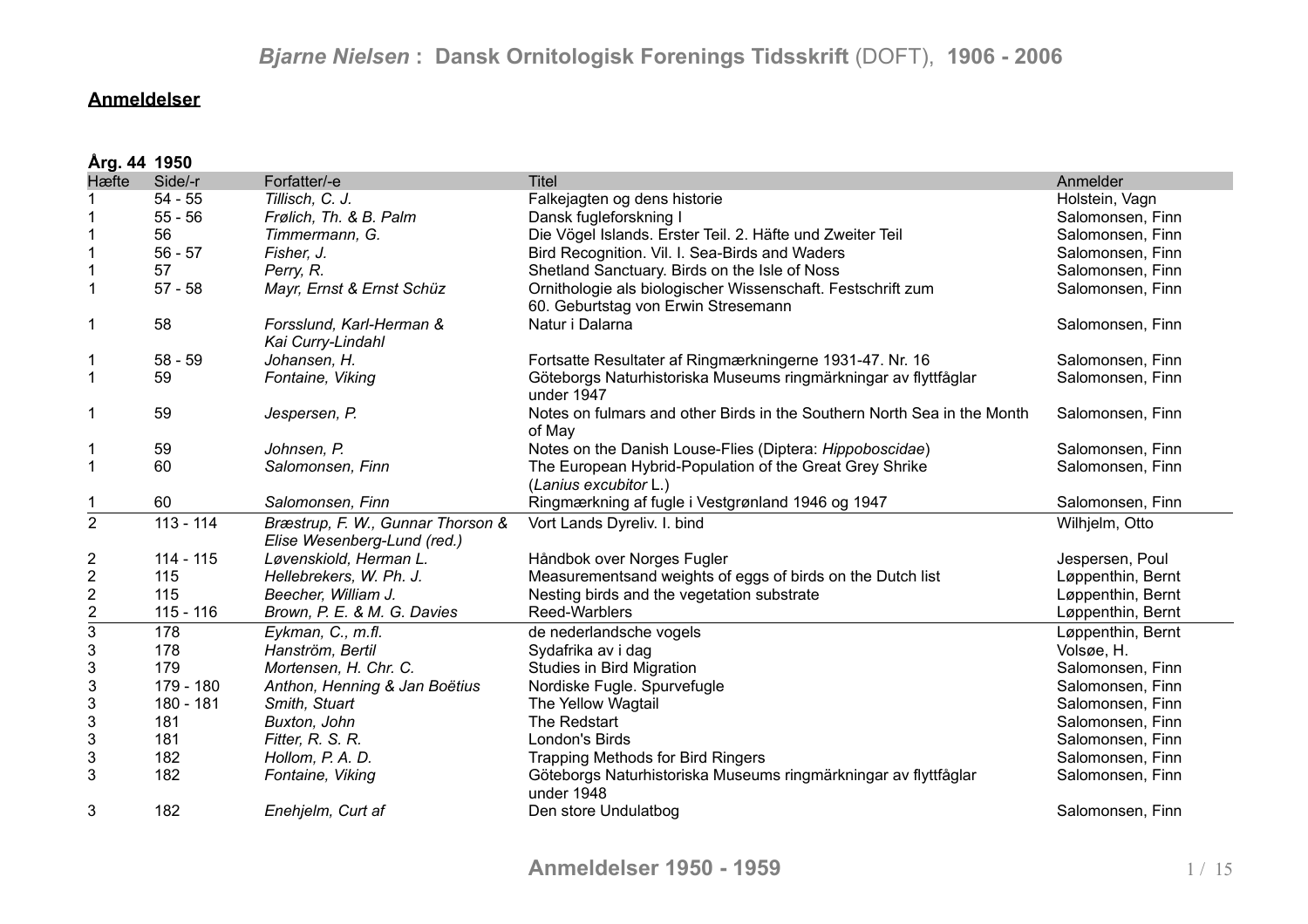## Anmeldelser

**Årg. 44 1950**

| Hæfte | Side/-r | Forfatter/-e | Titel | Anmelder |
|---|---|---|---|---|
| 1 | 54 - 55 | *Tillisch, C. J.* | Falkejagten og dens historie | Holstein, Vagn |
| 1 | 55 - 56 | *Frølich, Th. & B. Palm* | Dansk fugleforskning I | Salomonsen, Finn |
| 1 | 56 | *Timmermann, G.* | Die Vögel Islands. Erster Teil. 2. Häfte und Zweiter Teil | Salomonsen, Finn |
| 1 | 56 - 57 | *Fisher, J.* | Bird Recognition. Vil. I. Sea-Birds and Waders | Salomonsen, Finn |
| 1 | 57 | *Perry, R.* | Shetland Sanctuary. Birds on the Isle of Noss | Salomonsen, Finn |
| 1 | 57 - 58 | *Mayr, Ernst & Ernst Schüz* | Ornithologie als biologischer Wissenschaft. Festschrift zum 60. Geburtstag von Erwin Stresemann | Salomonsen, Finn |
| 1 | 58 | *Forsslund, Karl-Herman & Kai Curry-Lindahl* | Natur i Dalarna | Salomonsen, Finn |
| 1 | 58 - 59 | *Johansen, H.* | Fortsatte Resultater af Ringmærkningerne 1931-47. Nr. 16 | Salomonsen, Finn |
| 1 | 59 | *Fontaine, Viking* | Göteborgs Naturhistoriska Museums ringmärkningar av flyttfåglar under 1947 | Salomonsen, Finn |
| 1 | 59 | *Jespersen, P.* | Notes on fulmars and other Birds in the Southern North Sea in the Month of May | Salomonsen, Finn |
| 1 | 59 | *Johnsen, P.* | Notes on the Danish Louse-Flies (Diptera: *Hippoboscidae*) | Salomonsen, Finn |
| 1 | 60 | *Salomonsen, Finn* | The European Hybrid-Population of the Great Grey Shrike (*Lanius excubitor* L.) | Salomonsen, Finn |
| 1 | 60 | *Salomonsen, Finn* | Ringmærkning af fugle i Vestgrønland 1946 og 1947 | Salomonsen, Finn |
| 2 | 113 - 114 | *Bræstrup, F. W., Gunnar Thorson & Elise Wesenberg-Lund (red.)* | Vort Lands Dyreliv. I. bind | Wilhjelm, Otto |
| 2 | 114 - 115 | *Løvenskiold, Herman L.* | Håndbok over Norges Fugler | Jespersen, Poul |
| 2 | 115 | *Hellebrekers, W. Ph. J.* | Measurementsand weights of eggs of birds on the Dutch list | Løppenthin, Bernt |
| 2 | 115 | *Beecher, William J.* | Nesting birds and the vegetation substrate | Løppenthin, Bernt |
| 2 | 115 - 116 | *Brown, P. E. & M. G. Davies* | Reed-Warblers | Løppenthin, Bernt |
| 3 | 178 | *Eykman, C., m.fl.* | de nederlandsche vogels | Løppenthin, Bernt |
| 3 | 178 | *Hanström, Bertil* | Sydafrika av i dag | Volsøe, H. |
| 3 | 179 | *Mortensen, H. Chr. C.* | Studies in Bird Migration | Salomonsen, Finn |
| 3 | 179 - 180 | *Anthon, Henning & Jan Boëtius* | Nordiske Fugle. Spurvefugle | Salomonsen, Finn |
| 3 | 180 - 181 | *Smith, Stuart* | The Yellow Wagtail | Salomonsen, Finn |
| 3 | 181 | *Buxton, John* | The Redstart | Salomonsen, Finn |
| 3 | 181 | *Fitter, R. S. R.* | London's Birds | Salomonsen, Finn |
| 3 | 182 | *Hollom, P. A. D.* | Trapping Methods for Bird Ringers | Salomonsen, Finn |
| 3 | 182 | *Fontaine, Viking* | Göteborgs Naturhistoriska Museums ringmärkningar av flyttfåglar under 1948 | Salomonsen, Finn |
| 3 | 182 | *Enehjelm, Curt af* | Den store Undulatbog | Salomonsen, Finn |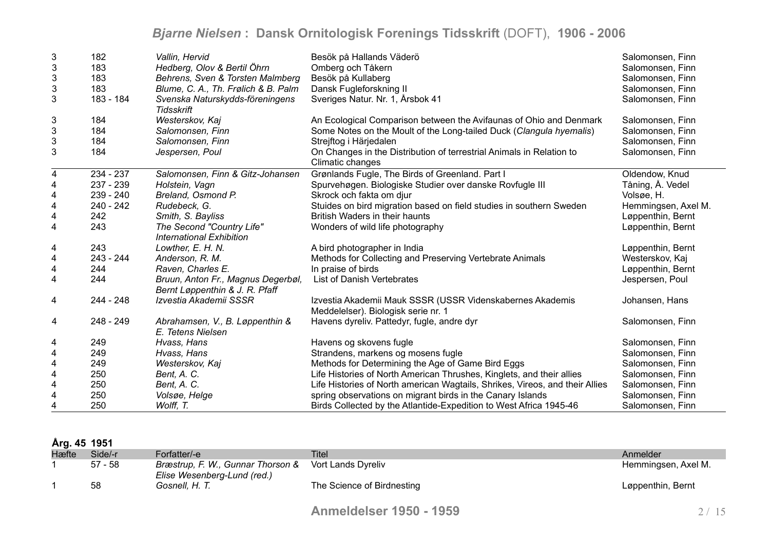| | | | | |
|---|---|---|---|---|
| 3 | 182 | *Vallin, Hervid* | Besök på Hallands Väderö | Salomonsen, Finn |
| 3 | 183 | *Hedberg, Olov & Bertil Öhrn* | Omberg och Tåkern | Salomonsen, Finn |
| 3 | 183 | *Behrens, Sven & Torsten Malmberg* | Besök på Kullaberg | Salomonsen, Finn |
| 3 | 183 | *Blume, C. A., Th. Frølich & B. Palm* | Dansk Fugleforskning II | Salomonsen, Finn |
| 3 | 183 - 184 | *Svenska Naturskydds-föreningens Tidsskrift* | Sveriges Natur. Nr. 1, Årsbok 41 | Salomonsen, Finn |
| 3 | 184 | *Westerskov, Kaj* | An Ecological Comparison between the Avifaunas of Ohio and Denmark | Salomonsen, Finn |
| 3 | 184 | *Salomonsen, Finn* | Some Notes on the Moult of the Long-tailed Duck (*Clangula hyemalis*) | Salomonsen, Finn |
| 3 | 184 | *Salomonsen, Finn* | Strejftog i Härjedalen | Salomonsen, Finn |
| 3 | 184 | *Jespersen, Poul* | On Changes in the Distribution of terrestrial Animals in Relation to Climatic changes | Salomonsen, Finn |
| 4 | 234 - 237 | *Salomonsen, Finn & Gitz-Johansen* | Grønlands Fugle, The Birds of Greenland. Part I | Oldendow, Knud |
| 4 | 237 - 239 | *Holstein, Vagn* | Spurvehøgen. Biologiske Studier over danske Rovfugle III | Tåning, Å. Vedel |
| 4 | 239 - 240 | *Breland, Osmond P.* | Skrock och fakta om djur | Volsøe, H. |
| 4 | 240 - 242 | *Rudebeck, G.* | Stuides on bird migration based on field studies in southern Sweden | Hemmingsen, Axel M. |
| 4 | 242 | *Smith, S. Bayliss* | British Waders in their haunts | Løppenthin, Bernt |
| 4 | 243 | *The Second "Country Life" International Exhibition* | Wonders of wild life photography | Løppenthin, Bernt |
| 4 | 243 | *Lowther, E. H. N.* | A bird photographer in India | Løppenthin, Bernt |
| 4 | 243 - 244 | *Anderson, R. M.* | Methods for Collecting and Preserving Vertebrate Animals | Westerskov, Kaj |
| 4 | 244 | *Raven, Charles E.* | In praise of birds | Løppenthin, Bernt |
| 4 | 244 | *Bruun, Anton Fr., Magnus Degerbøl, Bernt Løppenthin & J. R. Pfaff* | List of Danish Vertebrates | Jespersen, Poul |
| 4 | 244 - 248 | *Izvestia Akademii SSSR* | Izvestia Akademii Mauk SSSR (USSR Videnskabernes Akademis Meddelelser). Biologisk serie nr. 1 | Johansen, Hans |
| 4 | 248 - 249 | *Abrahamsen, V., B. Løppenthin & E. Tetens Nielsen* | Havens dyreliv. Pattedyr, fugle, andre dyr | Salomonsen, Finn |
| 4 | 249 | *Hvass, Hans* | Havens og skovens fugle | Salomonsen, Finn |
| 4 | 249 | *Hvass, Hans* | Strandens, markens og mosens fugle | Salomonsen, Finn |
| 4 | 249 | *Westerskov, Kaj* | Methods for Determining the Age of Game Bird Eggs | Salomonsen, Finn |
| 4 | 250 | *Bent, A. C.* | Life Histories of North American Thrushes, Kinglets, and their allies | Salomonsen, Finn |
| 4 | 250 | *Bent, A. C.* | Life Histories of North american Wagtails, Shrikes, Vireos, and their Allies | Salomonsen, Finn |
| 4 | 250 | *Volsøe, Helge* | spring observations on migrant birds in the Canary Islands | Salomonsen, Finn |
| 4 | 250 | *Wolff, T.* | Birds Collected by the Atlantide-Expedition to West Africa 1945-46 | Salomonsen, Finn |

**Årg. 45 1951**

| Hæfte | Side/-r | Forfatter/-e | Titel | Anmelder |
|---|---|---|---|---|
| 1 | 57 - 58 | *Bræstrup, F. W., Gunnar Thorson & Elise Wesenberg-Lund (red.)* | Vort Lands Dyreliv | Hemmingsen, Axel M. |
| 1 | 58 | *Gosnell, H. T.* | The Science of Birdnesting | Løppenthin, Bernt |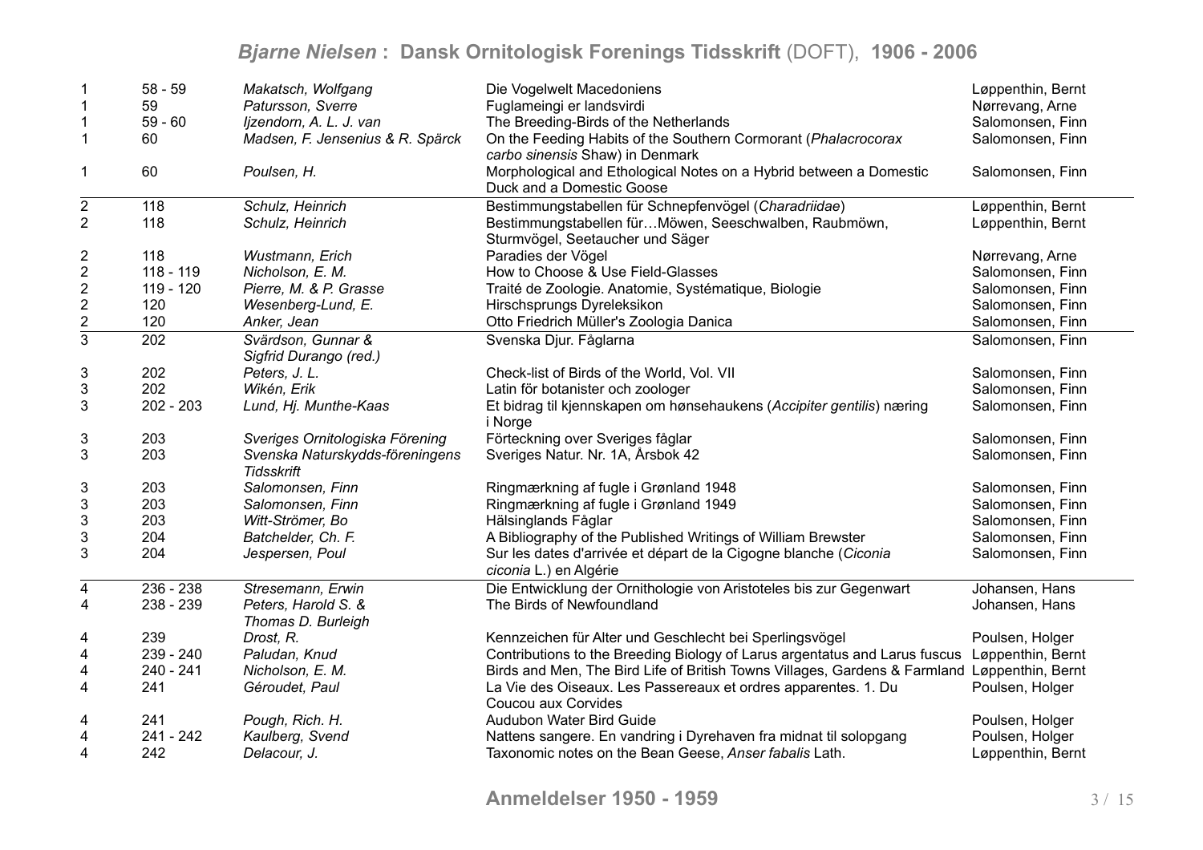| | | | | |
|---|---|---|---|---|
| 1 | 58 - 59 | *Makatsch, Wolfgang* | Die Vogelwelt Macedoniens | Løppenthin, Bernt |
| 1 | 59 | *Patursson, Sverre* | Fuglameingi er landsvirdi | Nørrevang, Arne |
| 1 | 59 - 60 | *Ijzendorn, A. L. J. van* | The Breeding-Birds of the Netherlands | Salomonsen, Finn |
| 1 | 60 | *Madsen, F. Jensenius & R. Spärck* | On the Feeding Habits of the Southern Cormorant (*Phalacrocorax carbo sinensis* Shaw) in Denmark | Salomonsen, Finn |
| 1 | 60 | *Poulsen, H.* | Morphological and Ethological Notes on a Hybrid between a Domestic Duck and a Domestic Goose | Salomonsen, Finn |
| 2 | 118 | *Schulz, Heinrich* | Bestimmungstabellen für Schnepfenvögel (*Charadriidae*) | Løppenthin, Bernt |
| 2 | 118 | *Schulz, Heinrich* | Bestimmungstabellen für…Möwen, Seeschwalben, Raubmöwn, Sturmvögel, Seetaucher und Säger | Løppenthin, Bernt |
| 2 | 118 | *Wustmann, Erich* | Paradies der Vögel | Nørrevang, Arne |
| 2 | 118 - 119 | *Nicholson, E. M.* | How to Choose & Use Field-Glasses | Salomonsen, Finn |
| 2 | 119 - 120 | *Pierre, M. & P. Grasse* | Traité de Zoologie. Anatomie, Systématique, Biologie | Salomonsen, Finn |
| 2 | 120 | *Wesenberg-Lund, E.* | Hirschsprungs Dyreleksikon | Salomonsen, Finn |
| 2 | 120 | *Anker, Jean* | Otto Friedrich Müller's Zoologia Danica | Salomonsen, Finn |
| 3 | 202 | *Svärdson, Gunnar & Sigfrid Durango (red.)* | Svenska Djur. Fåglarna | Salomonsen, Finn |
| 3 | 202 | *Peters, J. L.* | Check-list of Birds of the World, Vol. VII | Salomonsen, Finn |
| 3 | 202 | *Wikén, Erik* | Latin för botanister och zoologer | Salomonsen, Finn |
| 3 | 202 - 203 | *Lund, Hj. Munthe-Kaas* | Et bidrag til kjennskapen om hønsehaukens (*Accipiter gentilis*) næring i Norge | Salomonsen, Finn |
| 3 | 203 | *Sveriges Ornitologiska Förening* | Förteckning over Sveriges fåglar | Salomonsen, Finn |
| 3 | 203 | *Svenska Naturskydds-föreningens Tidsskrift* | Sveriges Natur. Nr. 1A, Årsbok 42 | Salomonsen, Finn |
| 3 | 203 | *Salomonsen, Finn* | Ringmærkning af fugle i Grønland 1948 | Salomonsen, Finn |
| 3 | 203 | *Salomonsen, Finn* | Ringmærkning af fugle i Grønland 1949 | Salomonsen, Finn |
| 3 | 203 | *Witt-Strömer, Bo* | Hälsinglands Fåglar | Salomonsen, Finn |
| 3 | 204 | *Batchelder, Ch. F.* | A Bibliography of the Published Writings of William Brewster | Salomonsen, Finn |
| 3 | 204 | *Jespersen, Poul* | Sur les dates d'arrivée et départ de la Cigogne blanche (*Ciconia ciconia* L.) en Algérie | Salomonsen, Finn |
| 4 | 236 - 238 | *Stresemann, Erwin* | Die Entwicklung der Ornithologie von Aristoteles bis zur Gegenwart | Johansen, Hans |
| 4 | 238 - 239 | *Peters, Harold S. & Thomas D. Burleigh* | The Birds of Newfoundland | Johansen, Hans |
| 4 | 239 | *Drost, R.* | Kennzeichen für Alter und Geschlecht bei Sperlingsvögel | Poulsen, Holger |
| 4 | 239 - 240 | *Paludan, Knud* | Contributions to the Breeding Biology of Larus argentatus and Larus fuscus | Løppenthin, Bernt |
| 4 | 240 - 241 | *Nicholson, E. M.* | Birds and Men, The Bird Life of British Towns Villages, Gardens & Farmland | Løppenthin, Bernt |
| 4 | 241 | *Géroudet, Paul* | La Vie des Oiseaux. Les Passereaux et ordres apparentes. 1. Du Coucou aux Corvides | Poulsen, Holger |
| 4 | 241 | *Pough, Rich. H.* | Audubon Water Bird Guide | Poulsen, Holger |
| 4 | 241 - 242 | *Kaulberg, Svend* | Nattens sangere. En vandring i Dyrehaven fra midnat til solopgang | Poulsen, Holger |
| 4 | 242 | *Delacour, J.* | Taxonomic notes on the Bean Geese, *Anser fabalis* Lath. | Løppenthin, Bernt |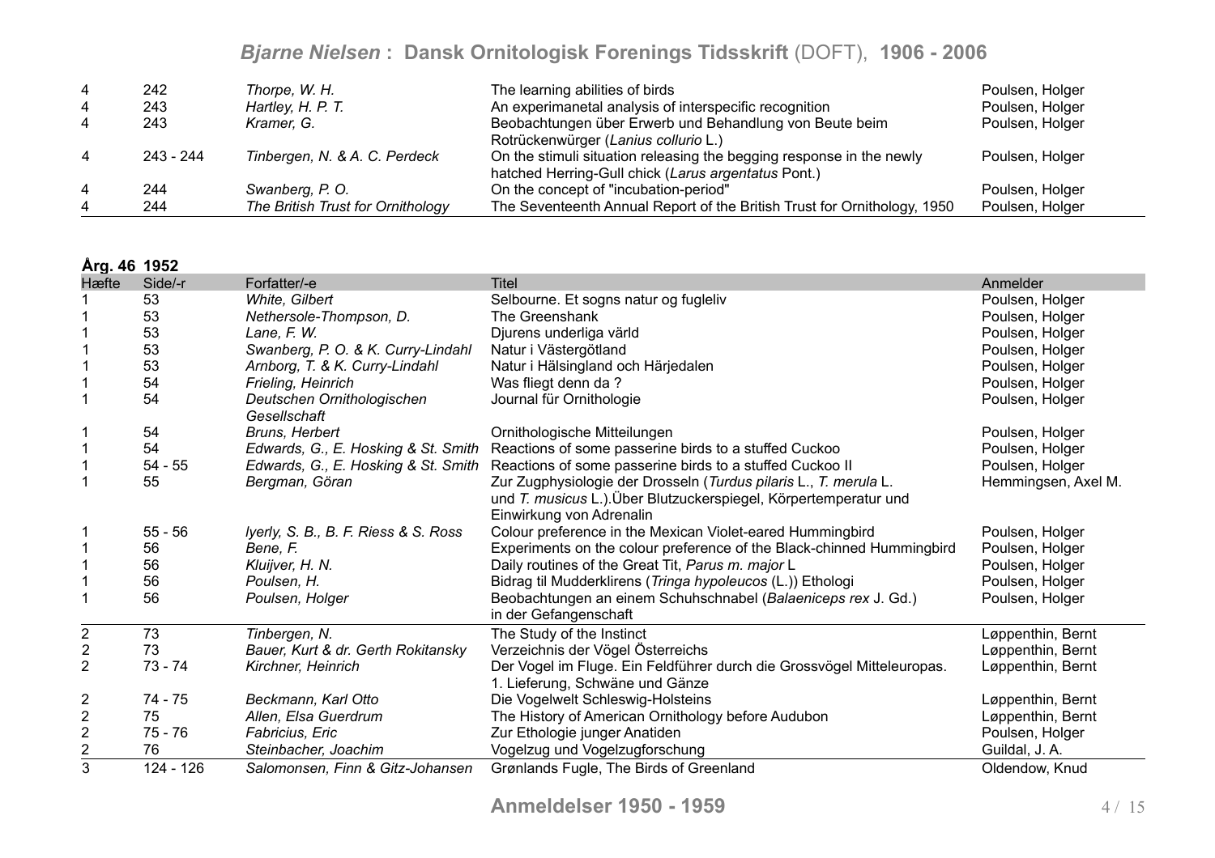| | | | | |
|---|---|---|---|---|
| 4 | 242 | *Thorpe, W. H.* | The learning abilities of birds | Poulsen, Holger |
| 4 | 243 | *Hartley, H. P. T.* | An experimanetal analysis of interspecific recognition | Poulsen, Holger |
| 4 | 243 | *Kramer, G.* | Beobachtungen über Erwerb und Behandlung von Beute beim Rotrückenwürger (*Lanius collurio* L.) | Poulsen, Holger |
| 4 | 243 - 244 | *Tinbergen, N. & A. C. Perdeck* | On the stimuli situation releasing the begging response in the newly hatched Herring-Gull chick (*Larus argentatus* Pont.) | Poulsen, Holger |
| 4 | 244 | *Swanberg, P. O.* | On the concept of "incubation-period" | Poulsen, Holger |
| 4 | 244 | *The British Trust for Ornithology* | The Seventeenth Annual Report of the British Trust for Ornithology, 1950 | Poulsen, Holger |

**Årg. 46 1952**

| Hæfte | Side/-r | Forfatter/-e | Titel | Anmelder |
|---|---|---|---|---|
| 1 | 53 | *White, Gilbert* | Selbourne. Et sogns natur og fugleliv | Poulsen, Holger |
| 1 | 53 | *Nethersole-Thompson, D.* | The Greenshank | Poulsen, Holger |
| 1 | 53 | *Lane, F. W.* | Djurens underliga värld | Poulsen, Holger |
| 1 | 53 | *Swanberg, P. O. & K. Curry-Lindahl* | Natur i Västergötland | Poulsen, Holger |
| 1 | 53 | *Arnborg, T. & K. Curry-Lindahl* | Natur i Hälsingland och Härjedalen | Poulsen, Holger |
| 1 | 54 | *Frieling, Heinrich* | Was fliegt denn da ? | Poulsen, Holger |
| 1 | 54 | *Deutschen Ornithologischen Gesellschaft* | Journal für Ornithologie | Poulsen, Holger |
| 1 | 54 | *Bruns, Herbert* | Ornithologische Mitteilungen | Poulsen, Holger |
| 1 | 54 | *Edwards, G., E. Hosking & St. Smith* | Reactions of some passerine birds to a stuffed Cuckoo | Poulsen, Holger |
| 1 | 54 - 55 | *Edwards, G., E. Hosking & St. Smith* | Reactions of some passerine birds to a stuffed Cuckoo II | Poulsen, Holger |
| 1 | 55 | *Bergman, Göran* | Zur Zugphysiologie der Drosseln (*Turdus pilaris* L., *T. merula* L. und *T. musicus* L.).Über Blutzuckerspiegel, Körpertemperatur und Einwirkung von Adrenalin | Hemmingsen, Axel M. |
| 1 | 55 - 56 | *Iyerly, S. B., B. F. Riess & S. Ross* | Colour preference in the Mexican Violet-eared Hummingbird | Poulsen, Holger |
| 1 | 56 | *Bene, F.* | Experiments on the colour preference of the Black-chinned Hummingbird | Poulsen, Holger |
| 1 | 56 | *Kluijver, H. N.* | Daily routines of the Great Tit, *Parus m. major* L | Poulsen, Holger |
| 1 | 56 | *Poulsen, H.* | Bidrag til Mudderklirens (*Tringa hypoleucos* (L.)) Ethologi | Poulsen, Holger |
| 1 | 56 | *Poulsen, Holger* | Beobachtungen an einem Schuhschnabel (*Balaeniceps rex* J. Gd.) in der Gefangenschaft | Poulsen, Holger |
| 2 | 73 | *Tinbergen, N.* | The Study of the Instinct | Løppenthin, Bernt |
| 2 | 73 | *Bauer, Kurt & dr. Gerth Rokitansky* | Verzeichnis der Vögel Österreichs | Løppenthin, Bernt |
| 2 | 73 - 74 | *Kirchner, Heinrich* | Der Vogel im Fluge. Ein Feldführer durch die Grossvögel Mitteleuropas. 1. Lieferung, Schwäne und Gänze | Løppenthin, Bernt |
| 2 | 74 - 75 | *Beckmann, Karl Otto* | Die Vogelwelt Schleswig-Holsteins | Løppenthin, Bernt |
| 2 | 75 | *Allen, Elsa Guerdrum* | The History of American Ornithology before Audubon | Løppenthin, Bernt |
| 2 | 75 - 76 | *Fabricius, Eric* | Zur Ethologie junger Anatiden | Poulsen, Holger |
| 2 | 76 | *Steinbacher, Joachim* | Vogelzug und Vogelzugforschung | Guildal, J. A. |
| 3 | 124 - 126 | *Salomonsen, Finn & Gitz-Johansen* | Grønlands Fugle, The Birds of Greenland | Oldendow, Knud |

**Anmeldelser 1950 - 1959**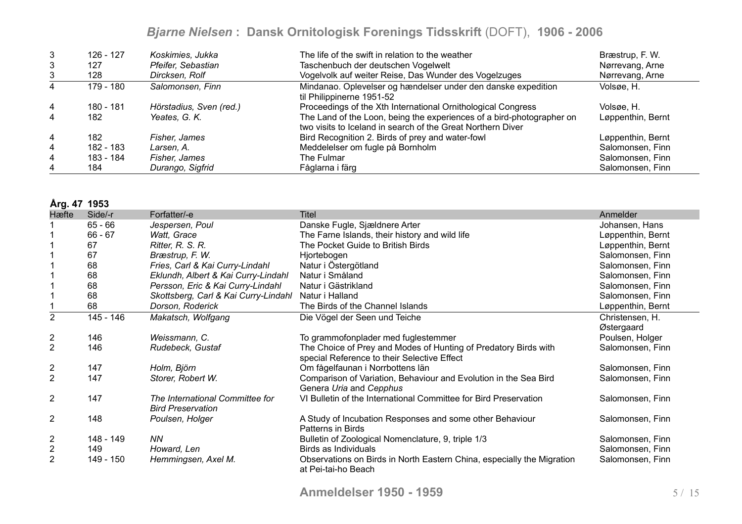| Hæfte | Side/-r | Forfatter/-e | Titel | Anmelder |
|---|---|---|---|---|
| 3 | 126 - 127 | *Koskimies, Jukka* | The life of the swift in relation to the weather | Bræstrup, F. W. |
| 3 | 127 | *Pfeifer, Sebastian* | Taschenbuch der deutschen Vogelwelt | Nørrevang, Arne |
| 3 | 128 | *Dircksen, Rolf* | Vogelvolk auf weiter Reise, Das Wunder des Vogelzuges | Nørrevang, Arne |
| 4 | 179 - 180 | *Salomonsen, Finn* | Mindanao. Oplevelser og hændelser under den danske expedition til Philippinerne 1951-52 | Volsøe, H. |
| 4 | 180 - 181 | *Hörstadius, Sven (red.)* | Proceedings of the Xth International Ornithological Congress | Volsøe, H. |
| 4 | 182 | *Yeates, G. K.* | The Land of the Loon, being the experiences of a bird-photographer on two visits to Iceland in search of the Great Northern Diver | Løppenthin, Bernt |
| 4 | 182 | *Fisher, James* | Bird Recognition 2. Birds of prey and water-fowl | Løppenthin, Bernt |
| 4 | 182 - 183 | *Larsen, A.* | Meddelelser om fugle på Bornholm | Salomonsen, Finn |
| 4 | 183 - 184 | *Fisher, James* | The Fulmar | Salomonsen, Finn |
| 4 | 184 | *Durango, Sigfrid* | Fåglarna i färg | Salomonsen, Finn |

**Årg. 47 1953**

| Hæfte | Side/-r | Forfatter/-e | Titel | Anmelder |
|---|---|---|---|---|
| 1 | 65 - 66 | *Jespersen, Poul* | Danske Fugle, Sjældnere Arter | Johansen, Hans |
| 1 | 66 - 67 | *Watt, Grace* | The Farne Islands, their history and wild life | Løppenthin, Bernt |
| 1 | 67 | *Ritter, R. S. R.* | The Pocket Guide to British Birds | Løppenthin, Bernt |
| 1 | 67 | *Bræstrup, F. W.* | Hjortebogen | Salomonsen, Finn |
| 1 | 68 | *Fries, Carl & Kai Curry-Lindahl* | Natur i Östergötland | Salomonsen, Finn |
| 1 | 68 | *Eklundh, Albert & Kai Curry-Lindahl* | Natur i Småland | Salomonsen, Finn |
| 1 | 68 | *Persson, Eric & Kai Curry-Lindahl* | Natur i Gästrikland | Salomonsen, Finn |
| 1 | 68 | *Skottsberg, Carl & Kai Curry-Lindahl* | Natur i Halland | Salomonsen, Finn |
| 1 | 68 | *Dorson, Roderick* | The Birds of the Channel Islands | Løppenthin, Bernt |
| 2 | 145 - 146 | *Makatsch, Wolfgang* | Die Vögel der Seen und Teiche | Christensen, H. Østergaard |
| 2 | 146 | *Weissmann, C.* | To grammofonplader med fuglestemmer | Poulsen, Holger |
| 2 | 146 | *Rudebeck, Gustaf* | The Choice of Prey and Modes of Hunting of Predatory Birds with special Reference to their Selective Effect | Salomonsen, Finn |
| 2 | 147 | *Holm, Björn* | Om fågelfaunan i Norrbottens län | Salomonsen, Finn |
| 2 | 147 | *Storer, Robert W.* | Comparison of Variation, Behaviour and Evolution in the Sea Bird Genera *Uria* and *Cepphus* | Salomonsen, Finn |
| 2 | 147 | *The International Committee for Bird Preservation* | VI Bulletin of the International Committee for Bird Preservation | Salomonsen, Finn |
| 2 | 148 | *Poulsen, Holger* | A Study of Incubation Responses and some other Behaviour Patterns in Birds | Salomonsen, Finn |
| 2 | 148 - 149 | *NN* | Bulletin of Zoological Nomenclature, 9, triple 1/3 | Salomonsen, Finn |
| 2 | 149 | *Howard, Len* | Birds as Individuals | Salomonsen, Finn |
| 2 | 149 - 150 | *Hemmingsen, Axel M.* | Observations on Birds in North Eastern China, especially the Migration at Pei-tai-ho Beach | Salomonsen, Finn |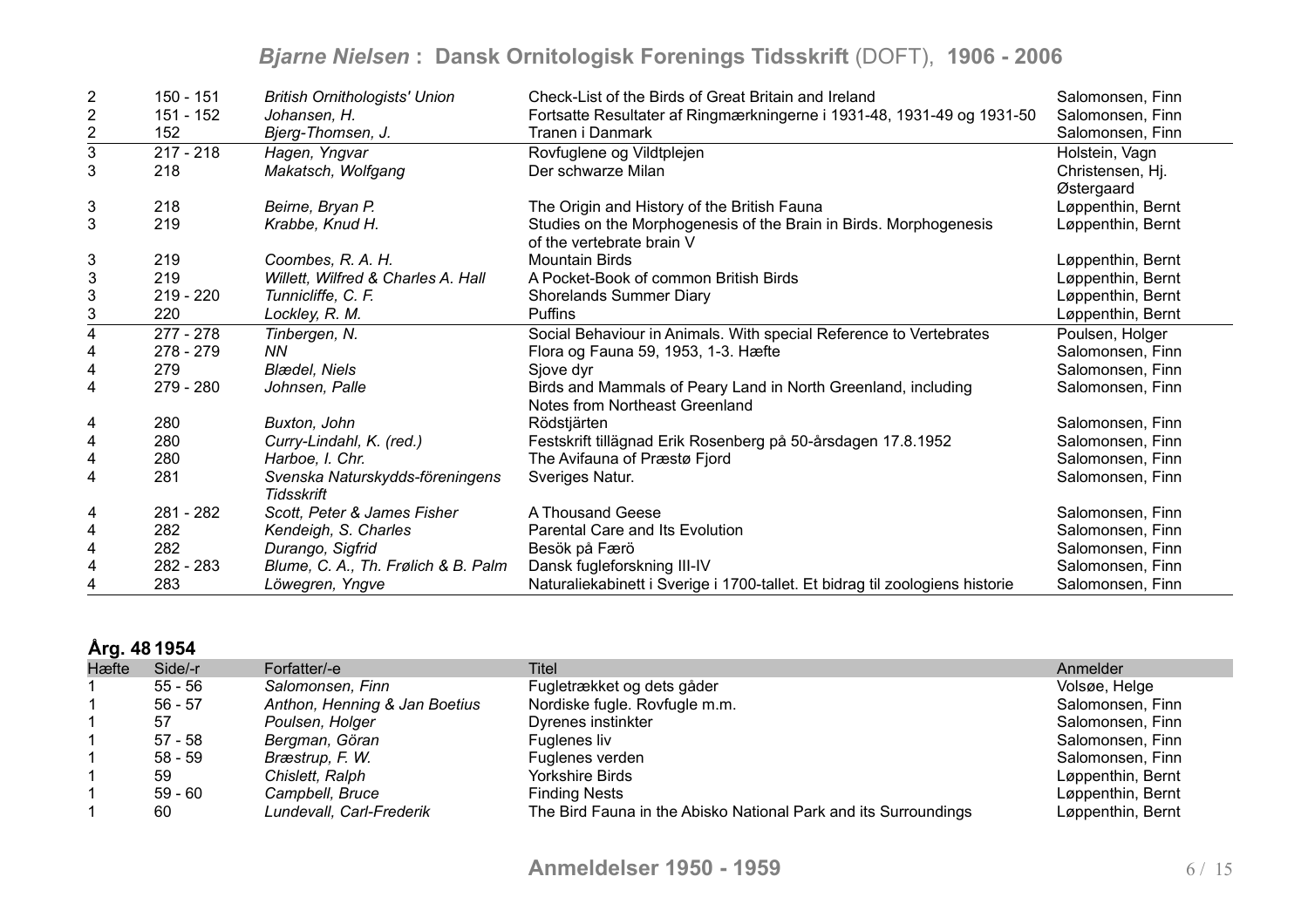| | | | | |
|---|---|---|---|---|
| 2 | 150 - 151 | *British Ornithologists' Union* | Check-List of the Birds of Great Britain and Ireland | Salomonsen, Finn |
| 2 | 151 - 152 | *Johansen, H.* | Fortsatte Resultater af Ringmærkningerne i 1931-48, 1931-49 og 1931-50 | Salomonsen, Finn |
| 2 | 152 | *Bjerg-Thomsen, J.* | Tranen i Danmark | Salomonsen, Finn |
| 3 | 217 - 218 | *Hagen, Yngvar* | Rovfuglene og Vildtplejen | Holstein, Vagn |
| 3 | 218 | *Makatsch, Wolfgang* | Der schwarze Milan | Christensen, Hj. Østergaard |
| 3 | 218 | *Beirne, Bryan P.* | The Origin and History of the British Fauna | Løppenthin, Bernt |
| 3 | 219 | *Krabbe, Knud H.* | Studies on the Morphogenesis of the Brain in Birds. Morphogenesis of the vertebrate brain V | Løppenthin, Bernt |
| 3 | 219 | *Coombes, R. A. H.* | Mountain Birds | Løppenthin, Bernt |
| 3 | 219 | *Willett, Wilfred & Charles A. Hall* | A Pocket-Book of common British Birds | Løppenthin, Bernt |
| 3 | 219 - 220 | *Tunnicliffe, C. F.* | Shorelands Summer Diary | Løppenthin, Bernt |
| 3 | 220 | *Lockley, R. M.* | Puffins | Løppenthin, Bernt |
| 4 | 277 - 278 | *Tinbergen, N.* | Social Behaviour in Animals. With special Reference to Vertebrates | Poulsen, Holger |
| 4 | 278 - 279 | *NN* | Flora og Fauna 59, 1953, 1-3. Hæfte | Salomonsen, Finn |
| 4 | 279 | *Blædel, Niels* | Sjove dyr | Salomonsen, Finn |
| 4 | 279 - 280 | *Johnsen, Palle* | Birds and Mammals of Peary Land in North Greenland, including Notes from Northeast Greenland | Salomonsen, Finn |
| 4 | 280 | *Buxton, John* | Rödstjärten | Salomonsen, Finn |
| 4 | 280 | *Curry-Lindahl, K. (red.)* | Festskrift tillägnad Erik Rosenberg på 50-årsdagen 17.8.1952 | Salomonsen, Finn |
| 4 | 280 | *Harboe, I. Chr.* | The Avifauna of Præstø Fjord | Salomonsen, Finn |
| 4 | 281 | *Svenska Naturskydds-föreningens Tidsskrift* | Sveriges Natur. | Salomonsen, Finn |
| 4 | 281 - 282 | *Scott, Peter & James Fisher* | A Thousand Geese | Salomonsen, Finn |
| 4 | 282 | *Kendeigh, S. Charles* | Parental Care and Its Evolution | Salomonsen, Finn |
| 4 | 282 | *Durango, Sigfrid* | Besök på Færö | Salomonsen, Finn |
| 4 | 282 - 283 | *Blume, C. A., Th. Frølich & B. Palm* | Dansk fugleforskning III-IV | Salomonsen, Finn |
| 4 | 283 | *Löwegren, Yngve* | Naturaliekabinett i Sverige i 1700-tallet. Et bidrag til zoologiens historie | Salomonsen, Finn |

## Årg. 48 1954

| Hæfte | Side/-r | Forfatter/-e | Titel | Anmelder |
|---|---|---|---|---|
| 1 | 55 - 56 | *Salomonsen, Finn* | Fugletrækket og dets gåder | Volsøe, Helge |
| 1 | 56 - 57 | *Anthon, Henning & Jan Boetius* | Nordiske fugle. Rovfugle m.m. | Salomonsen, Finn |
| 1 | 57 | *Poulsen, Holger* | Dyrenes instinkter | Salomonsen, Finn |
| 1 | 57 - 58 | *Bergman, Göran* | Fuglenes liv | Salomonsen, Finn |
| 1 | 58 - 59 | *Bræstrup, F. W.* | Fuglenes verden | Salomonsen, Finn |
| 1 | 59 | *Chislett, Ralph* | Yorkshire Birds | Løppenthin, Bernt |
| 1 | 59 - 60 | *Campbell, Bruce* | Finding Nests | Løppenthin, Bernt |
| 1 | 60 | *Lundevall, Carl-Frederik* | The Bird Fauna in the Abisko National Park and its Surroundings | Løppenthin, Bernt |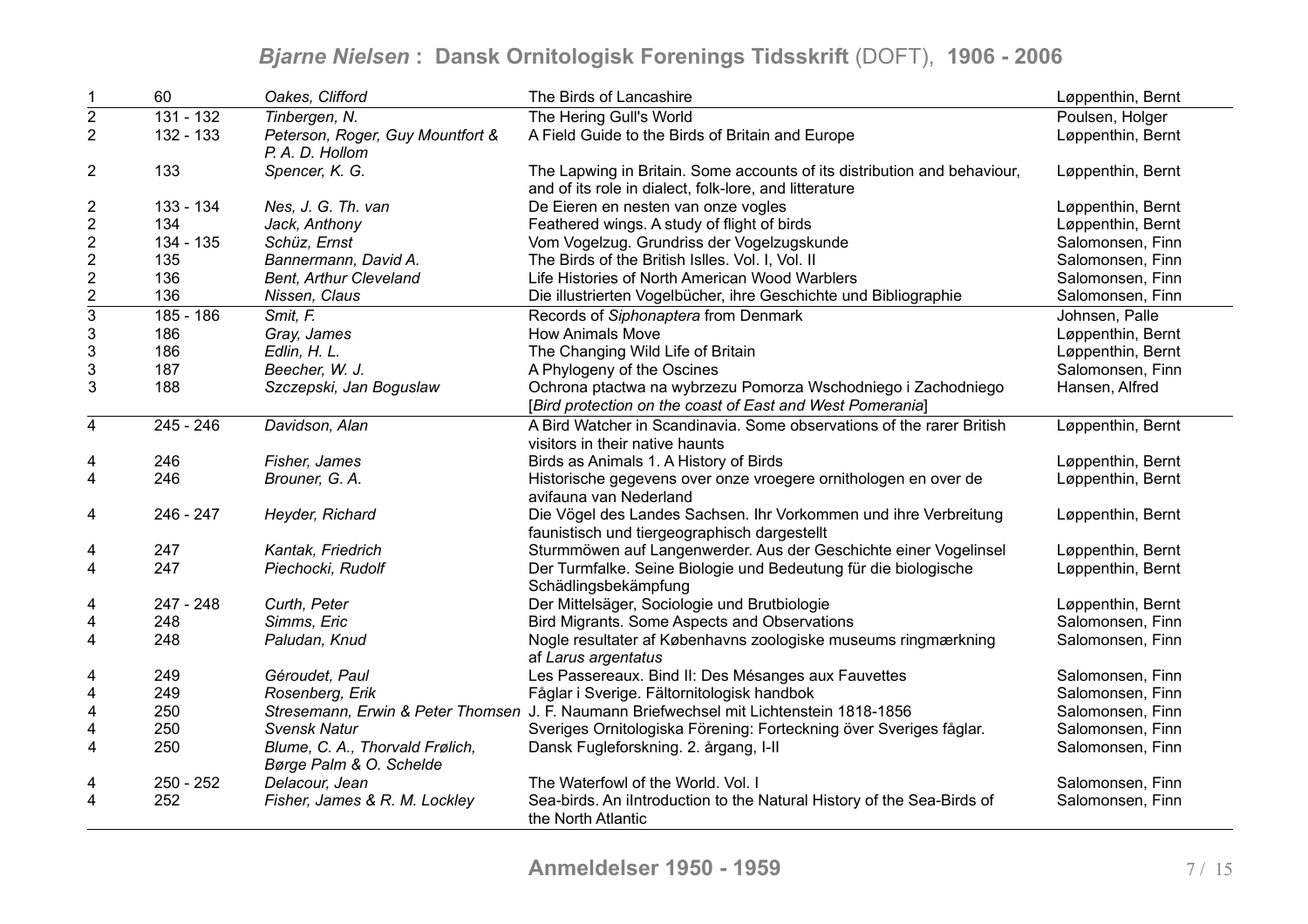| | | | | |
|---|---|---|---|---|
| 1 | 60 | *Oakes, Clifford* | The Birds of Lancashire | Løppenthin, Bernt |
| 2 | 131 - 132 | *Tinbergen, N.* | The Hering Gull's World | Poulsen, Holger |
| 2 | 132 - 133 | *Peterson, Roger, Guy Mountfort & P. A. D. Hollom* | A Field Guide to the Birds of Britain and Europe | Løppenthin, Bernt |
| 2 | 133 | *Spencer, K. G.* | The Lapwing in Britain. Some accounts of its distribution and behaviour, and of its role in dialect, folk-lore, and litterature | Løppenthin, Bernt |
| 2 | 133 - 134 | *Nes, J. G. Th. van* | De Eieren en nesten van onze vogles | Løppenthin, Bernt |
| 2 | 134 | *Jack, Anthony* | Feathered wings. A study of flight of birds | Løppenthin, Bernt |
| 2 | 134 - 135 | *Schüz, Ernst* | Vom Vogelzug. Grundriss der Vogelzugskunde | Salomonsen, Finn |
| 2 | 135 | *Bannermann, David A.* | The Birds of the British Islles. Vol. I, Vol. II | Salomonsen, Finn |
| 2 | 136 | *Bent, Arthur Cleveland* | Life Histories of North American Wood Warblers | Salomonsen, Finn |
| 2 | 136 | *Nissen, Claus* | Die illustrierten Vogelbücher, ihre Geschichte und Bibliographie | Salomonsen, Finn |
| 3 | 185 - 186 | *Smit, F.* | Records of *Siphonaptera* from Denmark | Johnsen, Palle |
| 3 | 186 | *Gray, James* | How Animals Move | Løppenthin, Bernt |
| 3 | 186 | *Edlin, H. L.* | The Changing Wild Life of Britain | Løppenthin, Bernt |
| 3 | 187 | *Beecher, W. J.* | A Phylogeny of the Oscines | Salomonsen, Finn |
| 3 | 188 | *Szczepski, Jan Boguslaw* | Ochrona ptactwa na wybrzezu Pomorza Wschodniego i Zachodniego [*Bird protection on the coast of East and West Pomerania*] | Hansen, Alfred |
| 4 | 245 - 246 | *Davidson, Alan* | A Bird Watcher in Scandinavia. Some observations of the rarer British visitors in their native haunts | Løppenthin, Bernt |
| 4 | 246 | *Fisher, James* | Birds as Animals 1. A History of Birds | Løppenthin, Bernt |
| 4 | 246 | *Brouner, G. A.* | Historische gegevens over onze vroegere ornithologen en over de avifauna van Nederland | Løppenthin, Bernt |
| 4 | 246 - 247 | *Heyder, Richard* | Die Vögel des Landes Sachsen. Ihr Vorkommen und ihre Verbreitung faunistisch und tiergeographisch dargestellt | Løppenthin, Bernt |
| 4 | 247 | *Kantak, Friedrich* | Sturmmöwen auf Langenwerder. Aus der Geschichte einer Vogelinsel | Løppenthin, Bernt |
| 4 | 247 | *Piechocki, Rudolf* | Der Turmfalke. Seine Biologie und Bedeutung für die biologische Schädlingsbekämpfung | Løppenthin, Bernt |
| 4 | 247 - 248 | *Curth, Peter* | Der Mittelsäger, Sociologie und Brutbiologie | Løppenthin, Bernt |
| 4 | 248 | *Simms, Eric* | Bird Migrants. Some Aspects and Observations | Salomonsen, Finn |
| 4 | 248 | *Paludan, Knud* | Nogle resultater af Københavns zoologiske museums ringmærkning af *Larus argentatus* | Salomonsen, Finn |
| 4 | 249 | *Géroudet, Paul* | Les Passereaux. Bind II: Des Mésanges aux Fauvettes | Salomonsen, Finn |
| 4 | 249 | *Rosenberg, Erik* | Fåglar i Sverige. Fältornitologisk handbok | Salomonsen, Finn |
| 4 | 250 | *Stresemann, Erwin & Peter Thomsen* | J. F. Naumann Briefwechsel mit Lichtenstein 1818-1856 | Salomonsen, Finn |
| 4 | 250 | *Svensk Natur* | Sveriges Ornitologiska Förening: Forteckning över Sveriges fåglar. | Salomonsen, Finn |
| 4 | 250 | *Blume, C. A., Thorvald Frølich, Børge Palm & O. Schelde* | Dansk Fugleforskning. 2. årgang, I-II | Salomonsen, Finn |
| 4 | 250 - 252 | *Delacour, Jean* | The Waterfowl of the World. Vol. I | Salomonsen, Finn |
| 4 | 252 | *Fisher, James & R. M. Lockley* | Sea-birds. An iIntroduction to the Natural History of the Sea-Birds of the North Atlantic | Salomonsen, Finn |

**Anmeldelser 1950 - 1959**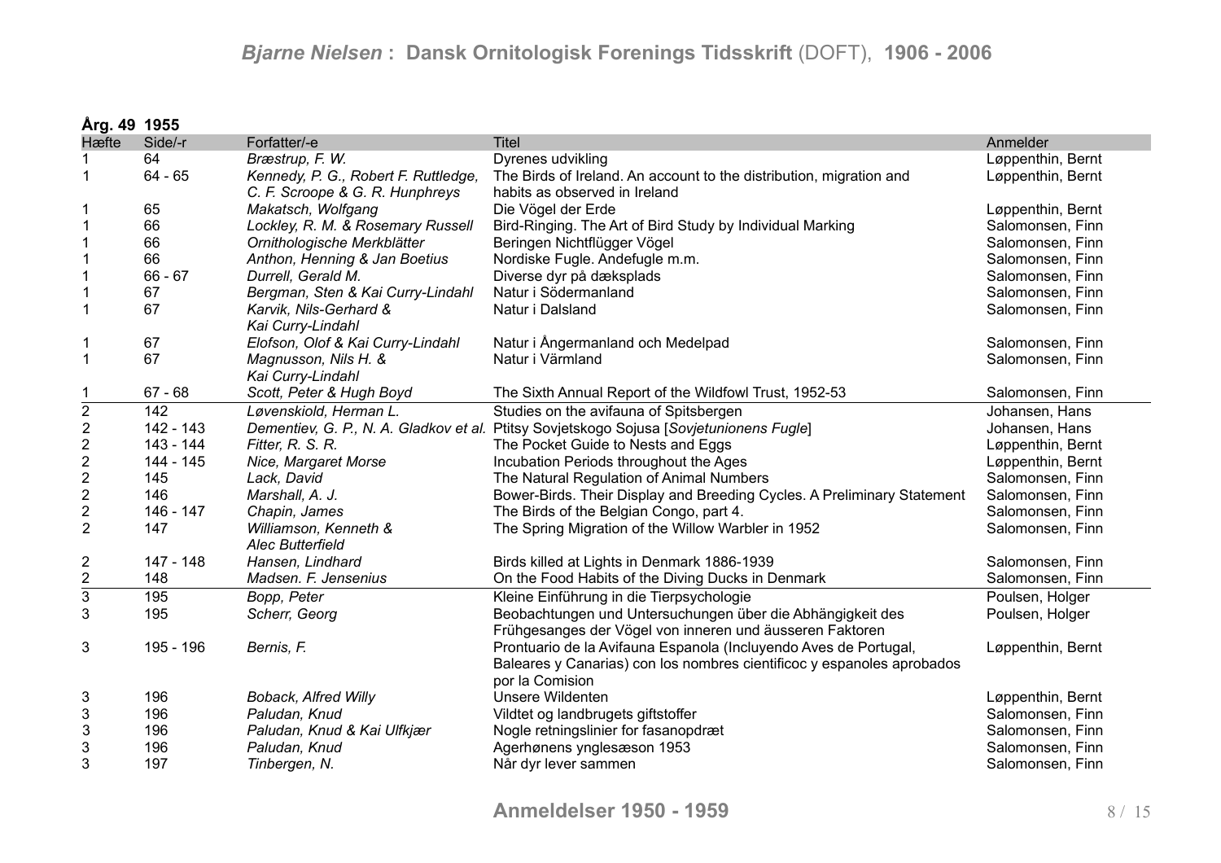## Årg. 49 1955

| Hæfte | Side/-r | Forfatter/-e | Titel | Anmelder |
|---|---|---|---|---|
| 1 | 64 | *Bræstrup, F. W.* | Dyrenes udvikling | Løppenthin, Bernt |
| 1 | 64 - 65 | *Kennedy, P. G., Robert F. Ruttledge, C. F. Scroope & G. R. Hunphreys* | The Birds of Ireland. An account to the distribution, migration and habits as observed in Ireland | Løppenthin, Bernt |
| 1 | 65 | *Makatsch, Wolfgang* | Die Vögel der Erde | Løppenthin, Bernt |
| 1 | 66 | *Lockley, R. M. & Rosemary Russell* | Bird-Ringing. The Art of Bird Study by Individual Marking | Salomonsen, Finn |
| 1 | 66 | *Ornithologische Merkblätter* | Beringen Nichtflügger Vögel | Salomonsen, Finn |
| 1 | 66 | *Anthon, Henning & Jan Boetius* | Nordiske Fugle. Andefugle m.m. | Salomonsen, Finn |
| 1 | 66 - 67 | *Durrell, Gerald M.* | Diverse dyr på dæksplads | Salomonsen, Finn |
| 1 | 67 | *Bergman, Sten & Kai Curry-Lindahl* | Natur i Södermanland | Salomonsen, Finn |
| 1 | 67 | *Karvik, Nils-Gerhard & Kai Curry-Lindahl* | Natur i Dalsland | Salomonsen, Finn |
| 1 | 67 | *Elofson, Olof & Kai Curry-Lindahl* | Natur i Ångermanland och Medelpad | Salomonsen, Finn |
| 1 | 67 | *Magnusson, Nils H. & Kai Curry-Lindahl* | Natur i Värmland | Salomonsen, Finn |
| 1 | 67 - 68 | *Scott, Peter & Hugh Boyd* | The Sixth Annual Report of the Wildfowl Trust, 1952-53 | Salomonsen, Finn |
| 2 | 142 | *Løvenskiold, Herman L.* | Studies on the avifauna of Spitsbergen | Johansen, Hans |
| 2 | 142 - 143 | *Dementiev, G. P., N. A. Gladkov et al.* | Ptitsy Sovjetskogo Sojusa [*Sovjetunionens Fugle*] | Johansen, Hans |
| 2 | 143 - 144 | *Fitter, R. S. R.* | The Pocket Guide to Nests and Eggs | Løppenthin, Bernt |
| 2 | 144 - 145 | *Nice, Margaret Morse* | Incubation Periods throughout the Ages | Løppenthin, Bernt |
| 2 | 145 | *Lack, David* | The Natural Regulation of Animal Numbers | Salomonsen, Finn |
| 2 | 146 | *Marshall, A. J.* | Bower-Birds. Their Display and Breeding Cycles. A Preliminary Statement | Salomonsen, Finn |
| 2 | 146 - 147 | *Chapin, James* | The Birds of the Belgian Congo, part 4. | Salomonsen, Finn |
| 2 | 147 | *Williamson, Kenneth & Alec Butterfield* | The Spring Migration of the Willow Warbler in 1952 | Salomonsen, Finn |
| 2 | 147 - 148 | *Hansen, Lindhard* | Birds killed at Lights in Denmark 1886-1939 | Salomonsen, Finn |
| 2 | 148 | *Madsen. F. Jensenius* | On the Food Habits of the Diving Ducks in Denmark | Salomonsen, Finn |
| 3 | 195 | *Bopp, Peter* | Kleine Einführung in die Tierpsychologie | Poulsen, Holger |
| 3 | 195 | *Scherr, Georg* | Beobachtungen und Untersuchungen über die Abhängigkeit des Frühgesanges der Vögel von inneren und äusseren Faktoren | Poulsen, Holger |
| 3 | 195 - 196 | *Bernis, F.* | Prontuario de la Avifauna Espanola (Incluyendo Aves de Portugal, Baleares y Canarias) con los nombres cientificoc y espanoles aprobados por la Comision | Løppenthin, Bernt |
| 3 | 196 | *Boback, Alfred Willy* | Unsere Wildenten | Løppenthin, Bernt |
| 3 | 196 | *Paludan, Knud* | Vildtet og landbrugets giftstoffer | Salomonsen, Finn |
| 3 | 196 | *Paludan, Knud & Kai Ulfkjær* | Nogle retningslinier for fasanopdræt | Salomonsen, Finn |
| 3 | 196 | *Paludan, Knud* | Agerhønens ynglesæson 1953 | Salomonsen, Finn |
| 3 | 197 | *Tinbergen, N.* | Når dyr lever sammen | Salomonsen, Finn |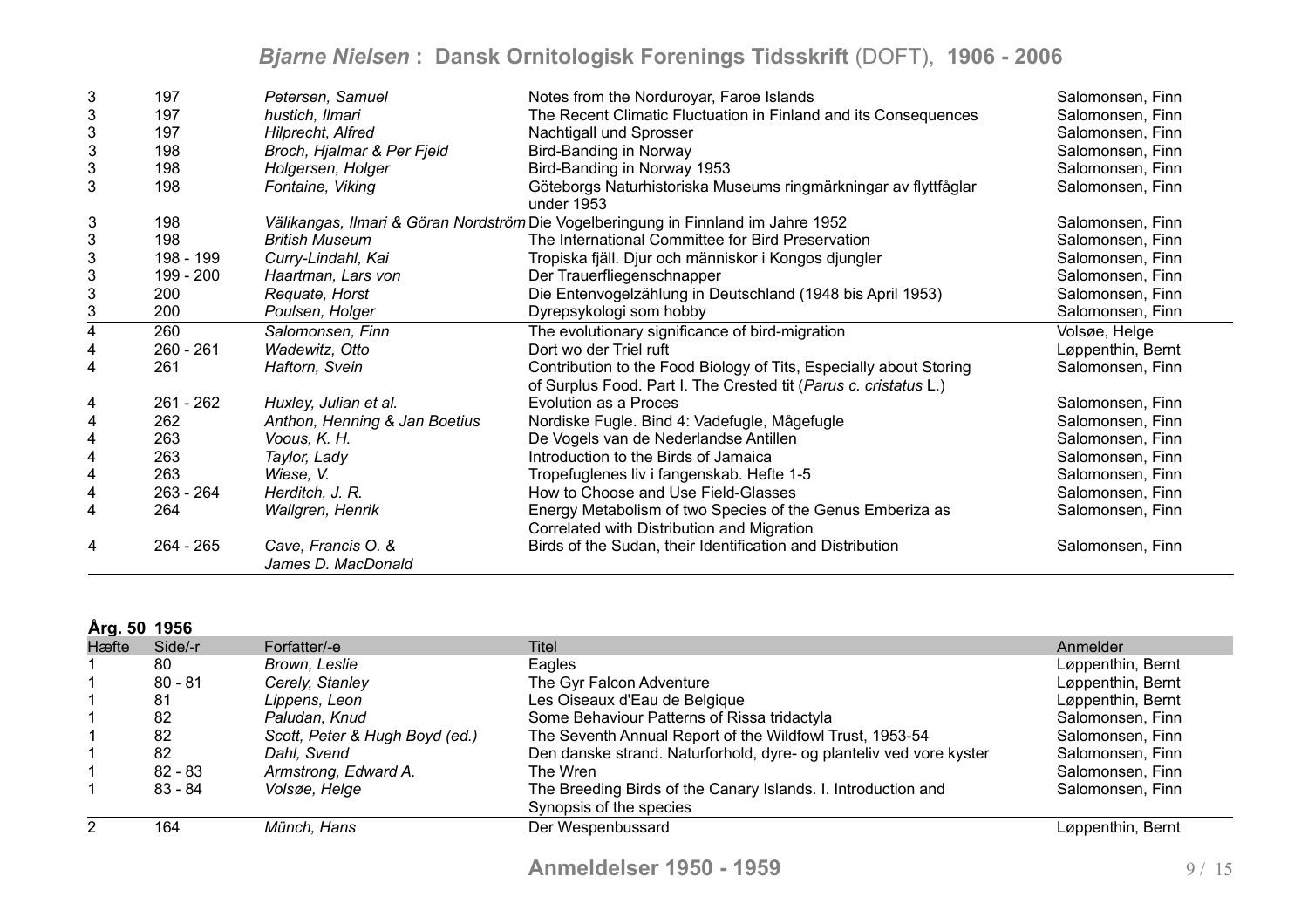| | | | | |
|---|---|---|---|---|
| 3 | 197 | *Petersen, Samuel* | Notes from the Norduroyar, Faroe Islands | Salomonsen, Finn |
| 3 | 197 | *hustich, Ilmari* | The Recent Climatic Fluctuation in Finland and its Consequences | Salomonsen, Finn |
| 3 | 197 | *Hilprecht, Alfred* | Nachtigall und Sprosser | Salomonsen, Finn |
| 3 | 198 | *Broch, Hjalmar & Per Fjeld* | Bird-Banding in Norway | Salomonsen, Finn |
| 3 | 198 | *Holgersen, Holger* | Bird-Banding in Norway 1953 | Salomonsen, Finn |
| 3 | 198 | *Fontaine, Viking* | Göteborgs Naturhistoriska Museums ringmärkningar av flyttfåglar under 1953 | Salomonsen, Finn |
| 3 | 198 | *Välikangas, Ilmari & Göran Nordström* | Die Vogelberingung in Finnland im Jahre 1952 | Salomonsen, Finn |
| 3 | 198 | *British Museum* | The International Committee for Bird Preservation | Salomonsen, Finn |
| 3 | 198 - 199 | *Curry-Lindahl, Kai* | Tropiska fjäll. Djur och människor i Kongos djungler | Salomonsen, Finn |
| 3 | 199 - 200 | *Haartman, Lars von* | Der Trauerfliegenschnapper | Salomonsen, Finn |
| 3 | 200 | *Requate, Horst* | Die Entenvogelzählung in Deutschland (1948 bis April 1953) | Salomonsen, Finn |
| 3 | 200 | *Poulsen, Holger* | Dyrepsykologi som hobby | Salomonsen, Finn |
| 4 | 260 | *Salomonsen, Finn* | The evolutionary significance of bird-migration | Volsøe, Helge |
| 4 | 260 - 261 | *Wadewitz, Otto* | Dort wo der Triel ruft | Løppenthin, Bernt |
| 4 | 261 | *Haftorn, Svein* | Contribution to the Food Biology of Tits, Especially about Storing of Surplus Food. Part I. The Crested tit (*Parus c. cristatus* L.) | Salomonsen, Finn |
| 4 | 261 - 262 | *Huxley, Julian et al.* | Evolution as a Proces | Salomonsen, Finn |
| 4 | 262 | *Anthon, Henning & Jan Boetius* | Nordiske Fugle. Bind 4: Vadefugle, Mågefugle | Salomonsen, Finn |
| 4 | 263 | *Voous, K. H.* | De Vogels van de Nederlandse Antillen | Salomonsen, Finn |
| 4 | 263 | *Taylor, Lady* | Introduction to the Birds of Jamaica | Salomonsen, Finn |
| 4 | 263 | *Wiese, V.* | Tropefuglenes liv i fangenskab. Hefte 1-5 | Salomonsen, Finn |
| 4 | 263 - 264 | *Herditch, J. R.* | How to Choose and Use Field-Glasses | Salomonsen, Finn |
| 4 | 264 | *Wallgren, Henrik* | Energy Metabolism of two Species of the Genus Emberiza as Correlated with Distribution and Migration | Salomonsen, Finn |
| 4 | 264 - 265 | *Cave, Francis O. & James D. MacDonald* | Birds of the Sudan, their Identification and Distribution | Salomonsen, Finn |

**Årg. 50 1956**

| Hæfte | Side/-r | Forfatter/-e | Titel | Anmelder |
|---|---|---|---|---|
| 1 | 80 | *Brown, Leslie* | Eagles | Løppenthin, Bernt |
| 1 | 80 - 81 | *Cerely, Stanley* | The Gyr Falcon Adventure | Løppenthin, Bernt |
| 1 | 81 | *Lippens, Leon* | Les Oiseaux d'Eau de Belgique | Løppenthin, Bernt |
| 1 | 82 | *Paludan, Knud* | Some Behaviour Patterns of Rissa tridactyla | Salomonsen, Finn |
| 1 | 82 | *Scott, Peter & Hugh Boyd (ed.)* | The Seventh Annual Report of the Wildfowl Trust, 1953-54 | Salomonsen, Finn |
| 1 | 82 | *Dahl, Svend* | Den danske strand. Naturforhold, dyre- og planteliv ved vore kyster | Salomonsen, Finn |
| 1 | 82 - 83 | *Armstrong, Edward A.* | The Wren | Salomonsen, Finn |
| 1 | 83 - 84 | *Volsøe, Helge* | The Breeding Birds of the Canary Islands. I. Introduction and Synopsis of the species | Salomonsen, Finn |
| 2 | 164 | *Münch, Hans* | Der Wespenbussard | Løppenthin, Bernt |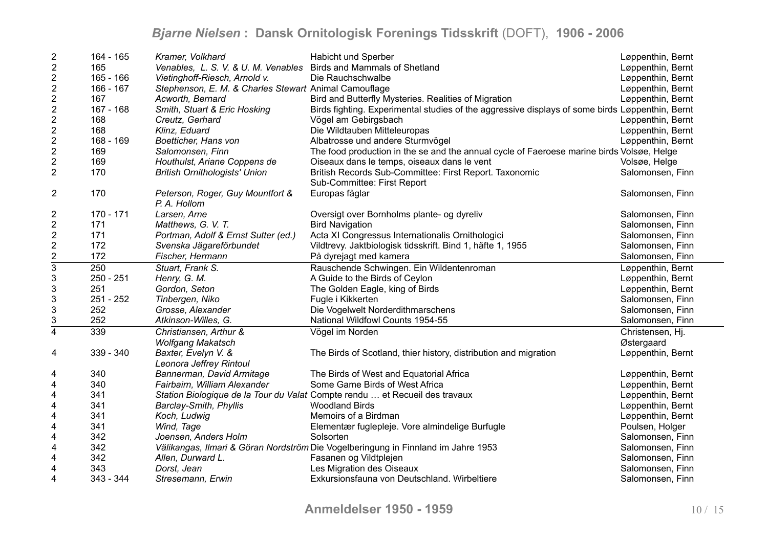| | | | | |
|---|---|---|---|---|
| 2 | 164 - 165 | *Kramer, Volkhard* | Habicht und Sperber | Løppenthin, Bernt |
| 2 | 165 | *Venables, L. S. V. & U. M. Venables* | Birds and Mammals of Shetland | Løppenthin, Bernt |
| 2 | 165 - 166 | *Vietinghoff-Riesch, Arnold v.* | Die Rauchschwalbe | Løppenthin, Bernt |
| 2 | 166 - 167 | *Stephenson, E. M. & Charles Stewart* | Animal Camouflage | Løppenthin, Bernt |
| 2 | 167 | *Acworth, Bernard* | Bird and Butterfly Mysteries. Realities of Migration | Løppenthin, Bernt |
| 2 | 167 - 168 | *Smith, Stuart & Eric Hosking* | Birds fighting. Experimental studies of the aggressive displays of some birds | Løppenthin, Bernt |
| 2 | 168 | *Creutz, Gerhard* | Vögel am Gebirgsbach | Løppenthin, Bernt |
| 2 | 168 | *Klinz, Eduard* | Die Wildtauben Mitteleuropas | Løppenthin, Bernt |
| 2 | 168 - 169 | *Boetticher, Hans von* | Albatrosse und andere Sturmvögel | Løppenthin, Bernt |
| 2 | 169 | *Salomonsen, Finn* | The food production in the se and the annual cycle of Faeroese marine birds | Volsøe, Helge |
| 2 | 169 | *Houthulst, Ariane Coppens de* | Oiseaux dans le temps, oiseaux dans le vent | Volsøe, Helge |
| 2 | 170 | *British Ornithologists' Union* | British Records Sub-Committee: First Report. Taxonomic Sub-Committee: First Report | Salomonsen, Finn |
| 2 | 170 | *Peterson, Roger, Guy Mountfort & P. A. Hollom* | Europas fåglar | Salomonsen, Finn |
| 2 | 170 - 171 | *Larsen, Arne* | Oversigt over Bornholms plante- og dyreliv | Salomonsen, Finn |
| 2 | 171 | *Matthews, G. V. T.* | Bird Navigation | Salomonsen, Finn |
| 2 | 171 | *Portman, Adolf & Ernst Sutter (ed.)* | Acta XI Congressus Internationalis Ornithologici | Salomonsen, Finn |
| 2 | 172 | *Svenska Jägareförbundet* | Vildtrevy. Jaktbiologisk tidsskrift. Bind 1, häfte 1, 1955 | Salomonsen, Finn |
| 2 | 172 | *Fischer, Hermann* | På dyrejagt med kamera | Salomonsen, Finn |
| 3 | 250 | *Stuart, Frank S.* | Rauschende Schwingen. Ein Wildentenroman | Løppenthin, Bernt |
| 3 | 250 - 251 | *Henry, G. M.* | A Guide to the Birds of Ceylon | Løppenthin, Bernt |
| 3 | 251 | *Gordon, Seton* | The Golden Eagle, king of Birds | Løppenthin, Bernt |
| 3 | 251 - 252 | *Tinbergen, Niko* | Fugle i Kikkerten | Salomonsen, Finn |
| 3 | 252 | *Grosse, Alexander* | Die Vogelwelt Norderdithmarschens | Salomonsen, Finn |
| 3 | 252 | *Atkinson-Willes, G.* | National Wildfowl Counts 1954-55 | Salomonsen, Finn |
| 4 | 339 | *Christiansen, Arthur & Wolfgang Makatsch* | Vögel im Norden | Christensen, Hj. Østergaard |
| 4 | 339 - 340 | *Baxter, Evelyn V. & Leonora Jeffrey Rintoul* | The Birds of Scotland, thier history, distribution and migration | Løppenthin, Bernt |
| 4 | 340 | *Bannerman, David Armitage* | The Birds of West and Equatorial Africa | Løppenthin, Bernt |
| 4 | 340 | *Fairbairn, William Alexander* | Some Game Birds of West Africa | Løppenthin, Bernt |
| 4 | 341 | *Station Biologique de la Tour du Valat* | Compte rendu … et Recueil des travaux | Løppenthin, Bernt |
| 4 | 341 | *Barclay-Smith, Phyllis* | Woodland Birds | Løppenthin, Bernt |
| 4 | 341 | *Koch, Ludwig* | Memoirs of a Birdman | Løppenthin, Bernt |
| 4 | 341 | *Wind, Tage* | Elementær fuglepleje. Vore almindelige Burfugle | Poulsen, Holger |
| 4 | 342 | *Joensen, Anders Holm* | Solsorten | Salomonsen, Finn |
| 4 | 342 | *Välikangas, Ilmari & Göran Nordström* | Die Vogelberingung in Finnland im Jahre 1953 | Salomonsen, Finn |
| 4 | 342 | *Allen, Durward L.* | Fasanen og Vildtplejen | Salomonsen, Finn |
| 4 | 343 | *Dorst, Jean* | Les Migration des Oiseaux | Salomonsen, Finn |
| 4 | 343 - 344 | *Stresemann, Erwin* | Exkursionsfauna von Deutschland. Wirbeltiere | Salomonsen, Finn |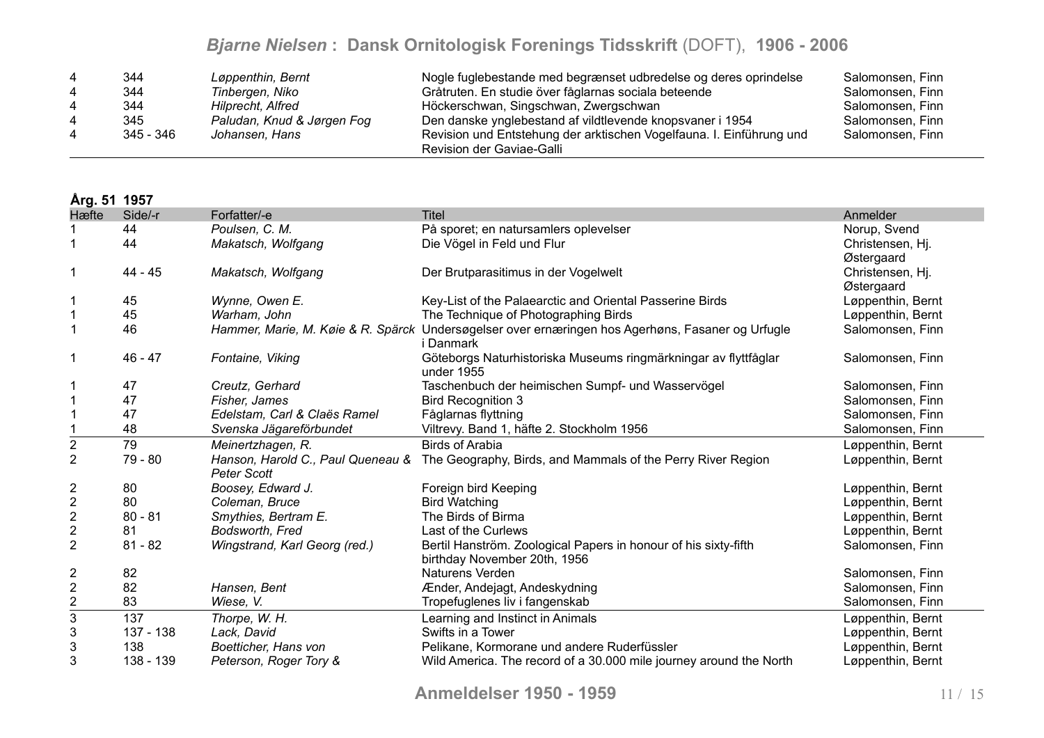| | | | | |
|---|---|---|---|---|
| 4 | 344 | *Løppenthin, Bernt* | Nogle fuglebestande med begrænset udbredelse og deres oprindelse | Salomonsen, Finn |
| 4 | 344 | *Tinbergen, Niko* | Gråtruten. En studie över fåglarnas sociala beteende | Salomonsen, Finn |
| 4 | 344 | *Hilprecht, Alfred* | Höckerschwan, Singschwan, Zwergschwan | Salomonsen, Finn |
| 4 | 345 | *Paludan, Knud & Jørgen Fog* | Den danske ynglebestand af vildtlevende knopsvaner i 1954 | Salomonsen, Finn |
| 4 | 345 - 346 | *Johansen, Hans* | Revision und Entstehung der arktischen Vogelfauna. I. Einführung und Revision der Gaviae-Galli | Salomonsen, Finn |

**Årg. 51 1957**

| Hæfte | Side/-r | Forfatter/-e | Titel | Anmelder |
|---|---|---|---|---|
| 1 | 44 | *Poulsen, C. M.* | På sporet; en natursamlers oplevelser | Norup, Svend |
| 1 | 44 | *Makatsch, Wolfgang* | Die Vögel in Feld und Flur | Christensen, Hj. Østergaard |
| 1 | 44 - 45 | *Makatsch, Wolfgang* | Der Brutparasitimus in der Vogelwelt | Christensen, Hj. Østergaard |
| 1 | 45 | *Wynne, Owen E.* | Key-List of the Palaearctic and Oriental Passerine Birds | Løppenthin, Bernt |
| 1 | 45 | *Warham, John* | The Technique of Photographing Birds | Løppenthin, Bernt |
| 1 | 46 | *Hammer, Marie, M. Køie & R. Spärck* | Undersøgelser over ernæringen hos Agerhøns, Fasaner og Urfugle i Danmark | Salomonsen, Finn |
| 1 | 46 - 47 | *Fontaine, Viking* | Göteborgs Naturhistoriska Museums ringmärkningar av flyttfåglar under 1955 | Salomonsen, Finn |
| 1 | 47 | *Creutz, Gerhard* | Taschenbuch der heimischen Sumpf- und Wasservögel | Salomonsen, Finn |
| 1 | 47 | *Fisher, James* | Bird Recognition 3 | Salomonsen, Finn |
| 1 | 47 | *Edelstam, Carl & Claës Ramel* | Fåglarnas flyttning | Salomonsen, Finn |
| 1 | 48 | *Svenska Jägareförbundet* | Viltrevy. Band 1, häfte 2. Stockholm 1956 | Salomonsen, Finn |
| 2 | 79 | *Meinertzhagen, R.* | Birds of Arabia | Løppenthin, Bernt |
| 2 | 79 - 80 | *Hanson, Harold C., Paul Queneau & Peter Scott* | The Geography, Birds, and Mammals of the Perry River Region | Løppenthin, Bernt |
| 2 | 80 | *Boosey, Edward J.* | Foreign bird Keeping | Løppenthin, Bernt |
| 2 | 80 | *Coleman, Bruce* | Bird Watching | Løppenthin, Bernt |
| 2 | 80 - 81 | *Smythies, Bertram E.* | The Birds of Birma | Løppenthin, Bernt |
| 2 | 81 | *Bodsworth, Fred* | Last of the Curlews | Løppenthin, Bernt |
| 2 | 81 - 82 | *Wingstrand, Karl Georg (red.)* | Bertil Hanström. Zoological Papers in honour of his sixty-fifth birthday November 20th, 1956 | Salomonsen, Finn |
| 2 | 82 | | Naturens Verden | Salomonsen, Finn |
| 2 | 82 | *Hansen, Bent* | Ænder, Andejagt, Andeskydning | Salomonsen, Finn |
| 2 | 83 | *Wiese, V.* | Tropefuglenes liv i fangenskab | Salomonsen, Finn |
| 3 | 137 | *Thorpe, W. H.* | Learning and Instinct in Animals | Løppenthin, Bernt |
| 3 | 137 - 138 | *Lack, David* | Swifts in a Tower | Løppenthin, Bernt |
| 3 | 138 | *Boetticher, Hans von* | Pelikane, Kormorane und andere Ruderfüssler | Løppenthin, Bernt |
| 3 | 138 - 139 | *Peterson, Roger Tory &* | Wild America. The record of a 30.000 mile journey around the North | Løppenthin, Bernt |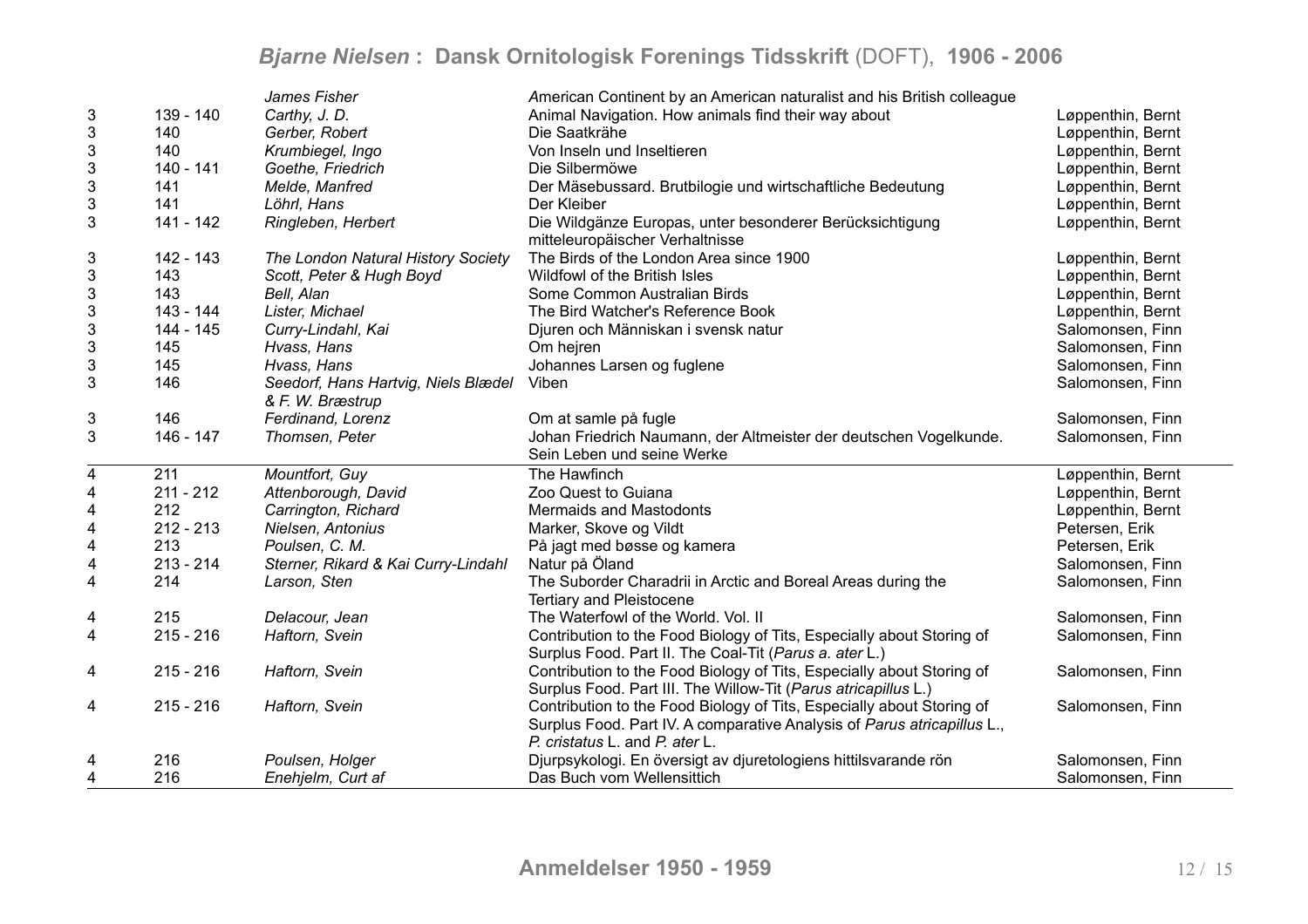| | | | | |
|---|---|---|---|---|
| | | *James Fisher* | American Continent by an American naturalist and his British colleague | |
| 3 | 139 - 140 | *Carthy, J. D.* | Animal Navigation. How animals find their way about | Løppenthin, Bernt |
| 3 | 140 | *Gerber, Robert* | Die Saatkrähe | Løppenthin, Bernt |
| 3 | 140 | *Krumbiegel, Ingo* | Von Inseln und Inseltieren | Løppenthin, Bernt |
| 3 | 140 - 141 | *Goethe, Friedrich* | Die Silbermöwe | Løppenthin, Bernt |
| 3 | 141 | *Melde, Manfred* | Der Mäsebussard. Brutbilogie und wirtschaftliche Bedeutung | Løppenthin, Bernt |
| 3 | 141 | *Löhrl, Hans* | Der Kleiber | Løppenthin, Bernt |
| 3 | 141 - 142 | *Ringleben, Herbert* | Die Wildgänze Europas, unter besonderer Berücksichtigung mitteleuropäischer Verhaltnisse | Løppenthin, Bernt |
| 3 | 142 - 143 | *The London Natural History Society* | The Birds of the London Area since 1900 | Løppenthin, Bernt |
| 3 | 143 | *Scott, Peter & Hugh Boyd* | Wildfowl of the British Isles | Løppenthin, Bernt |
| 3 | 143 | *Bell, Alan* | Some Common Australian Birds | Løppenthin, Bernt |
| 3 | 143 - 144 | *Lister, Michael* | The Bird Watcher's Reference Book | Løppenthin, Bernt |
| 3 | 144 - 145 | *Curry-Lindahl, Kai* | Djuren och Människan i svensk natur | Salomonsen, Finn |
| 3 | 145 | *Hvass, Hans* | Om hejren | Salomonsen, Finn |
| 3 | 145 | *Hvass, Hans* | Johannes Larsen og fuglene | Salomonsen, Finn |
| 3 | 146 | *Seedorf, Hans Hartvig, Niels Blædel & F. W. Bræstrup* | Viben | Salomonsen, Finn |
| 3 | 146 | *Ferdinand, Lorenz* | Om at samle på fugle | Salomonsen, Finn |
| 3 | 146 - 147 | *Thomsen, Peter* | Johan Friedrich Naumann, der Altmeister der deutschen Vogelkunde. Sein Leben und seine Werke | Salomonsen, Finn |
| 4 | 211 | *Mountfort, Guy* | The Hawfinch | Løppenthin, Bernt |
| 4 | 211 - 212 | *Attenborough, David* | Zoo Quest to Guiana | Løppenthin, Bernt |
| 4 | 212 | *Carrington, Richard* | Mermaids and Mastodonts | Løppenthin, Bernt |
| 4 | 212 - 213 | *Nielsen, Antonius* | Marker, Skove og Vildt | Petersen, Erik |
| 4 | 213 | *Poulsen, C. M.* | På jagt med bøsse og kamera | Petersen, Erik |
| 4 | 213 - 214 | *Sterner, Rikard & Kai Curry-Lindahl* | Natur på Öland | Salomonsen, Finn |
| 4 | 214 | *Larson, Sten* | The Suborder Charadrii in Arctic and Boreal Areas during the Tertiary and Pleistocene | Salomonsen, Finn |
| 4 | 215 | *Delacour, Jean* | The Waterfowl of the World. Vol. II | Salomonsen, Finn |
| 4 | 215 - 216 | *Haftorn, Svein* | Contribution to the Food Biology of Tits, Especially about Storing of Surplus Food. Part II. The Coal-Tit (*Parus a. ater* L.) | Salomonsen, Finn |
| 4 | 215 - 216 | *Haftorn, Svein* | Contribution to the Food Biology of Tits, Especially about Storing of Surplus Food. Part III. The Willow-Tit (*Parus atricapillus* L.) | Salomonsen, Finn |
| 4 | 215 - 216 | *Haftorn, Svein* | Contribution to the Food Biology of Tits, Especially about Storing of Surplus Food. Part IV. A comparative Analysis of *Parus atricapillus* L., *P. cristatus* L. and *P. ater* L. | Salomonsen, Finn |
| 4 | 216 | *Poulsen, Holger* | Djurpsykologi. En översigt av djuretologiens hittilsvarande rön | Salomonsen, Finn |
| 4 | 216 | *Enehjelm, Curt af* | Das Buch vom Wellensittich | Salomonsen, Finn |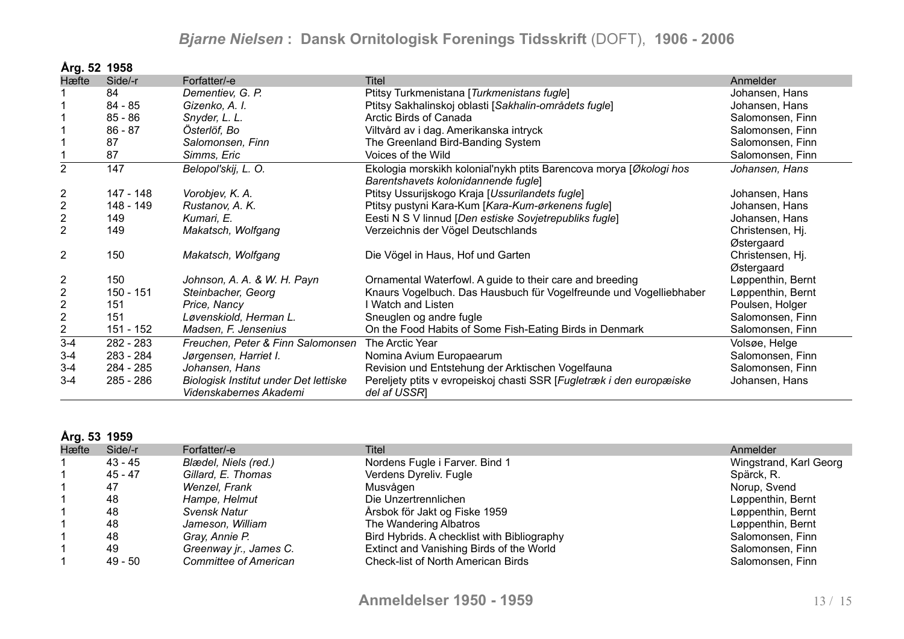**Årg. 52 1958**

| Hæfte | Side/-r | Forfatter/-e | Titel | Anmelder |
|---|---|---|---|---|
| 1 | 84 | *Dementiev, G. P.* | Ptitsy Turkmenistana [*Turkmenistans fugle*] | Johansen, Hans |
| 1 | 84 - 85 | *Gizenko, A. I.* | Ptitsy Sakhalinskoj oblasti [*Sakhalin-områdets fugle*] | Johansen, Hans |
| 1 | 85 - 86 | *Snyder, L. L.* | Arctic Birds of Canada | Salomonsen, Finn |
| 1 | 86 - 87 | *Österlöf, Bo* | Viltvård av i dag. Amerikanska intryck | Salomonsen, Finn |
| 1 | 87 | *Salomonsen, Finn* | The Greenland Bird-Banding System | Salomonsen, Finn |
| 1 | 87 | *Simms, Eric* | Voices of the Wild | Salomonsen, Finn |
| 2 | 147 | *Belopol'skij, L. O.* | Ekologia morskikh kolonial'nykh ptits Barencova morya [*Økologi hos Barentshavets kolonidannende fugle*] | *Johansen, Hans* |
| 2 | 147 - 148 | *Vorobjev, K. A.* | Ptitsy Ussurijskogo Kraja [*Ussurilandets fugle*] | Johansen, Hans |
| 2 | 148 - 149 | *Rustanov, A. K.* | Ptitsy pustyni Kara-Kum [*Kara-Kum-ørkenens fugle*] | Johansen, Hans |
| 2 | 149 | *Kumari, E.* | Eesti N S V linnud [*Den estiske Sovjetrepubliks fugle*] | Johansen, Hans |
| 2 | 149 | *Makatsch, Wolfgang* | Verzeichnis der Vögel Deutschlands | Christensen, Hj. Østergaard |
| 2 | 150 | *Makatsch, Wolfgang* | Die Vögel in Haus, Hof und Garten | Christensen, Hj. Østergaard |
| 2 | 150 | *Johnson, A. A. & W. H. Payn* | Ornamental Waterfowl. A guide to their care and breeding | Løppenthin, Bernt |
| 2 | 150 - 151 | *Steinbacher, Georg* | Knaurs Vogelbuch. Das Hausbuch für Vogelfreunde und Vogelliebhaber | Løppenthin, Bernt |
| 2 | 151 | *Price, Nancy* | I Watch and Listen | Poulsen, Holger |
| 2 | 151 | *Løvenskiold, Herman L.* | Sneuglen og andre fugle | Salomonsen, Finn |
| 2 | 151 - 152 | *Madsen, F. Jensenius* | On the Food Habits of Some Fish-Eating Birds in Denmark | Salomonsen, Finn |
| 3-4 | 282 - 283 | *Freuchen, Peter & Finn Salomonsen* | The Arctic Year | Volsøe, Helge |
| 3-4 | 283 - 284 | *Jørgensen, Harriet I.* | Nomina Avium Europaearum | Salomonsen, Finn |
| 3-4 | 284 - 285 | *Johansen, Hans* | Revision und Entstehung der Arktischen Vogelfauna | Salomonsen, Finn |
| 3-4 | 285 - 286 | *Biologisk Institut under Det lettiske Videnskabernes Akademi* | Pereljety ptits v evropeiskoj chasti SSR [*Fugletræk i den europæiske del af USSR*] | Johansen, Hans |

**Årg. 53 1959**

| Hæfte | Side/-r | Forfatter/-e | Titel | Anmelder |
|---|---|---|---|---|
| 1 | 43 - 45 | *Blædel, Niels (red.)* | Nordens Fugle i Farver. Bind 1 | Wingstrand, Karl Georg |
| 1 | 45 - 47 | *Gillard, E. Thomas* | Verdens Dyreliv. Fugle | Spärck, R. |
| 1 | 47 | *Wenzel, Frank* | Musvågen | Norup, Svend |
| 1 | 48 | *Hampe, Helmut* | Die Unzertrennlichen | Løppenthin, Bernt |
| 1 | 48 | *Svensk Natur* | Årsbok för Jakt og Fiske 1959 | Løppenthin, Bernt |
| 1 | 48 | *Jameson, William* | The Wandering Albatros | Løppenthin, Bernt |
| 1 | 48 | *Gray, Annie P.* | Bird Hybrids. A checklist with Bibliography | Salomonsen, Finn |
| 1 | 49 | *Greenway jr., James C.* | Extinct and Vanishing Birds of the World | Salomonsen, Finn |
| 1 | 49 - 50 | *Committee of American* | Check-list of North American Birds | Salomonsen, Finn |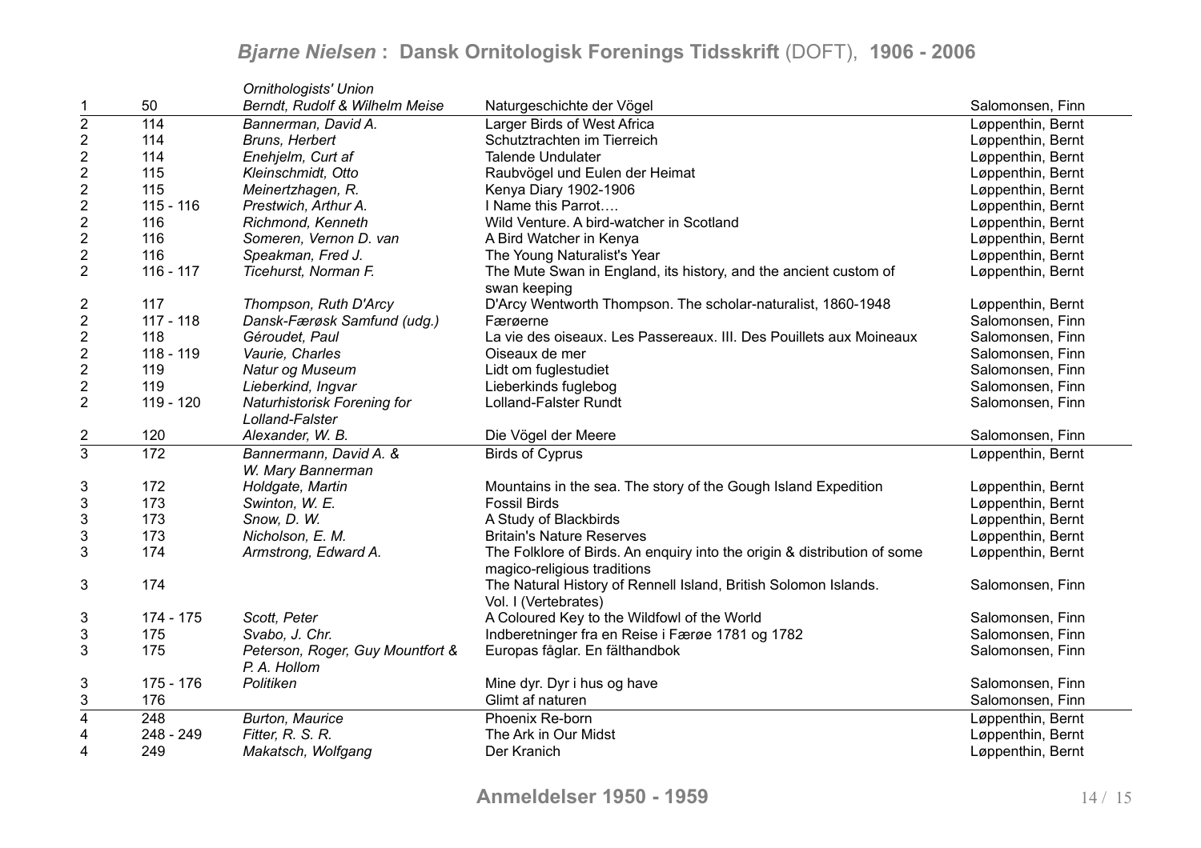| | | | | |
|---|---|---|---|---|
| | | *Ornithologists' Union* | | |
| 1 | 50 | *Berndt, Rudolf & Wilhelm Meise* | Naturgeschichte der Vögel | Salomonsen, Finn |
| 2 | 114 | *Bannerman, David A.* | Larger Birds of West Africa | Løppenthin, Bernt |
| 2 | 114 | *Bruns, Herbert* | Schutztrachten im Tierreich | Løppenthin, Bernt |
| 2 | 114 | *Enehjelm, Curt af* | Talende Undulater | Løppenthin, Bernt |
| 2 | 115 | *Kleinschmidt, Otto* | Raubvögel und Eulen der Heimat | Løppenthin, Bernt |
| 2 | 115 | *Meinertzhagen, R.* | Kenya Diary 1902-1906 | Løppenthin, Bernt |
| 2 | 115 - 116 | *Prestwich, Arthur A.* | I Name this Parrot…. | Løppenthin, Bernt |
| 2 | 116 | *Richmond, Kenneth* | Wild Venture. A bird-watcher in Scotland | Løppenthin, Bernt |
| 2 | 116 | *Someren, Vernon D. van* | A Bird Watcher in Kenya | Løppenthin, Bernt |
| 2 | 116 | *Speakman, Fred J.* | The Young Naturalist's Year | Løppenthin, Bernt |
| 2 | 116 - 117 | *Ticehurst, Norman F.* | The Mute Swan in England, its history, and the ancient custom of swan keeping | Løppenthin, Bernt |
| 2 | 117 | *Thompson, Ruth D'Arcy* | D'Arcy Wentworth Thompson. The scholar-naturalist, 1860-1948 | Løppenthin, Bernt |
| 2 | 117 - 118 | *Dansk-Færøsk Samfund (udg.)* | Færøerne | Salomonsen, Finn |
| 2 | 118 | *Géroudet, Paul* | La vie des oiseaux. Les Passereaux. III. Des Pouillets aux Moineaux | Salomonsen, Finn |
| 2 | 118 - 119 | *Vaurie, Charles* | Oiseaux de mer | Salomonsen, Finn |
| 2 | 119 | *Natur og Museum* | Lidt om fuglestudiet | Salomonsen, Finn |
| 2 | 119 | *Lieberkind, Ingvar* | Lieberkinds fuglebog | Salomonsen, Finn |
| 2 | 119 - 120 | *Naturhistorisk Forening for Lolland-Falster* | Lolland-Falster Rundt | Salomonsen, Finn |
| 2 | 120 | *Alexander, W. B.* | Die Vögel der Meere | Salomonsen, Finn |
| 3 | 172 | *Bannermann, David A. & W. Mary Bannerman* | Birds of Cyprus | Løppenthin, Bernt |
| 3 | 172 | *Holdgate, Martin* | Mountains in the sea. The story of the Gough Island Expedition | Løppenthin, Bernt |
| 3 | 173 | *Swinton, W. E.* | Fossil Birds | Løppenthin, Bernt |
| 3 | 173 | *Snow, D. W.* | A Study of Blackbirds | Løppenthin, Bernt |
| 3 | 173 | *Nicholson, E. M.* | Britain's Nature Reserves | Løppenthin, Bernt |
| 3 | 174 | *Armstrong, Edward A.* | The Folklore of Birds. An enquiry into the origin & distribution of some magico-religious traditions | Løppenthin, Bernt |
| 3 | 174 | | The Natural History of Rennell Island, British Solomon Islands. Vol. I (Vertebrates) | Salomonsen, Finn |
| 3 | 174 - 175 | *Scott, Peter* | A Coloured Key to the Wildfowl of the World | Salomonsen, Finn |
| 3 | 175 | *Svabo, J. Chr.* | Indberetninger fra en Reise i Færøe 1781 og 1782 | Salomonsen, Finn |
| 3 | 175 | *Peterson, Roger, Guy Mountfort & P. A. Hollom* | Europas fåglar. En fälthandbok | Salomonsen, Finn |
| 3 | 175 - 176 | *Politiken* | Mine dyr. Dyr i hus og have | Salomonsen, Finn |
| 3 | 176 | | Glimt af naturen | Salomonsen, Finn |
| 4 | 248 | *Burton, Maurice* | Phoenix Re-born | Løppenthin, Bernt |
| 4 | 248 - 249 | *Fitter, R. S. R.* | The Ark in Our Midst | Løppenthin, Bernt |
| 4 | 249 | *Makatsch, Wolfgang* | Der Kranich | Løppenthin, Bernt |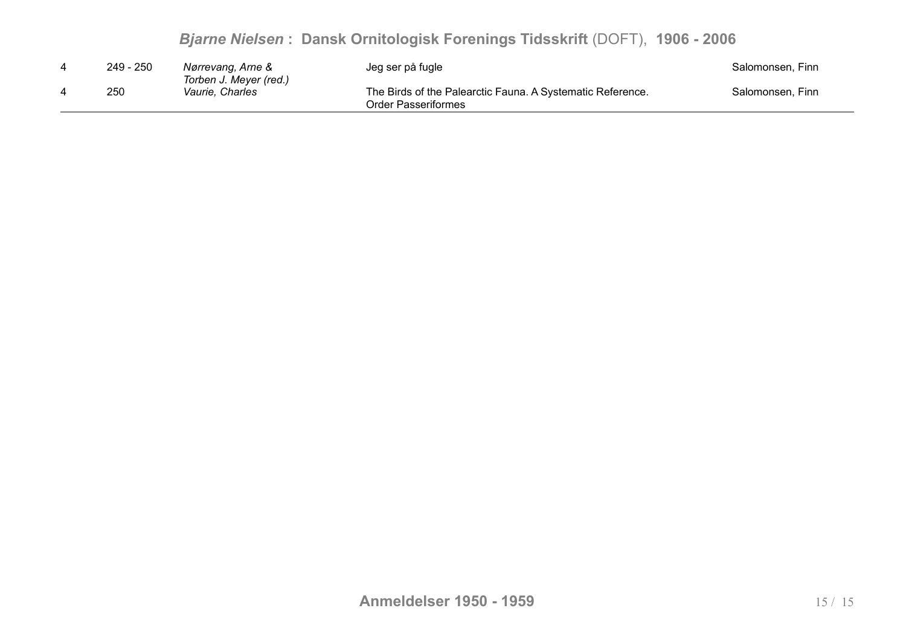| | | | | |
|---|---|---|---|---|
| 4 | 249 - 250 | *Nørrevang, Arne & Torben J. Meyer (red.)* | Jeg ser på fugle | Salomonsen, Finn |
| 4 | 250 | *Vaurie, Charles* | The Birds of the Palearctic Fauna. A Systematic Reference. Order Passeriformes | Salomonsen, Finn |